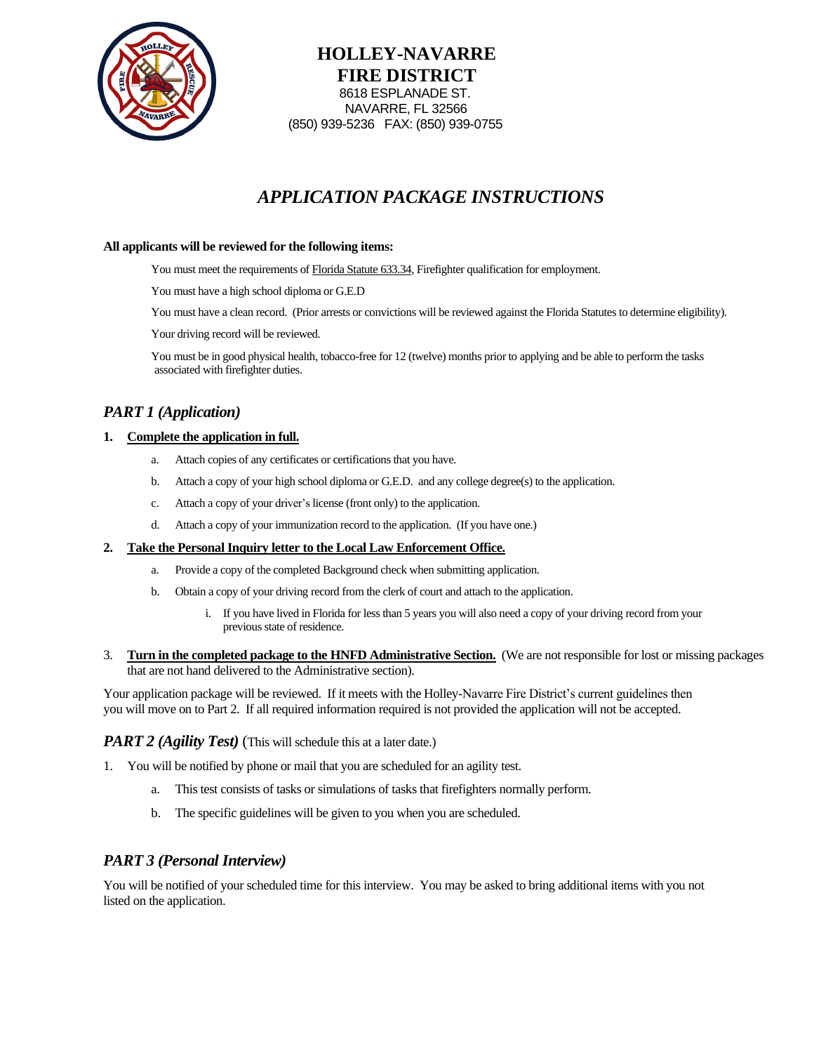# HOLLEY-NAVARRE FIRE DISTRICT

8618 ESPLANADE ST.
NAVARRE, FL 32566
(850) 939-5236 FAX: (850) 939-0755

## *APPLICATION PACKAGE INSTRUCTIONS*

**All applicants will be reviewed for the following items:**

You must meet the requirements of Florida Statute 633.34, Firefighter qualification for employment.

You must have a high school diploma or G.E.D

You must have a clean record. (Prior arrests or convictions will be reviewed against the Florida Statutes to determine eligibility).

Your driving record will be reviewed.

You must be in good physical health, tobacco-free for 12 (twelve) months prior to applying and be able to perform the tasks associated with firefighter duties.

### *PART 1 (Application)*

1. **Complete the application in full.**
   a. Attach copies of any certificates or certifications that you have.
   b. Attach a copy of your high school diploma or G.E.D. and any college degree(s) to the application.
   c. Attach a copy of your driver's license (front only) to the application.
   d. Attach a copy of your immunization record to the application. (If you have one.)
2. **Take the Personal Inquiry letter to the Local Law Enforcement Office.**
   a. Provide a copy of the completed Background check when submitting application.
   b. Obtain a copy of your driving record from the clerk of court and attach to the application.
      i. If you have lived in Florida for less than 5 years you will also need a copy of your driving record from your previous state of residence.
3. **Turn in the completed package to the HNFD Administrative Section.** (We are not responsible for lost or missing packages that are not hand delivered to the Administrative section).

Your application package will be reviewed. If it meets with the Holley-Navarre Fire District's current guidelines then you will move on to Part 2. If all required information required is not provided the application will not be accepted.

### *PART 2 (Agility Test)* (This will schedule this at a later date.)

1. You will be notified by phone or mail that you are scheduled for an agility test.
   a. This test consists of tasks or simulations of tasks that firefighters normally perform.
   b. The specific guidelines will be given to you when you are scheduled.

### *PART 3 (Personal Interview)*

You will be notified of your scheduled time for this interview. You may be asked to bring additional items with you not listed on the application.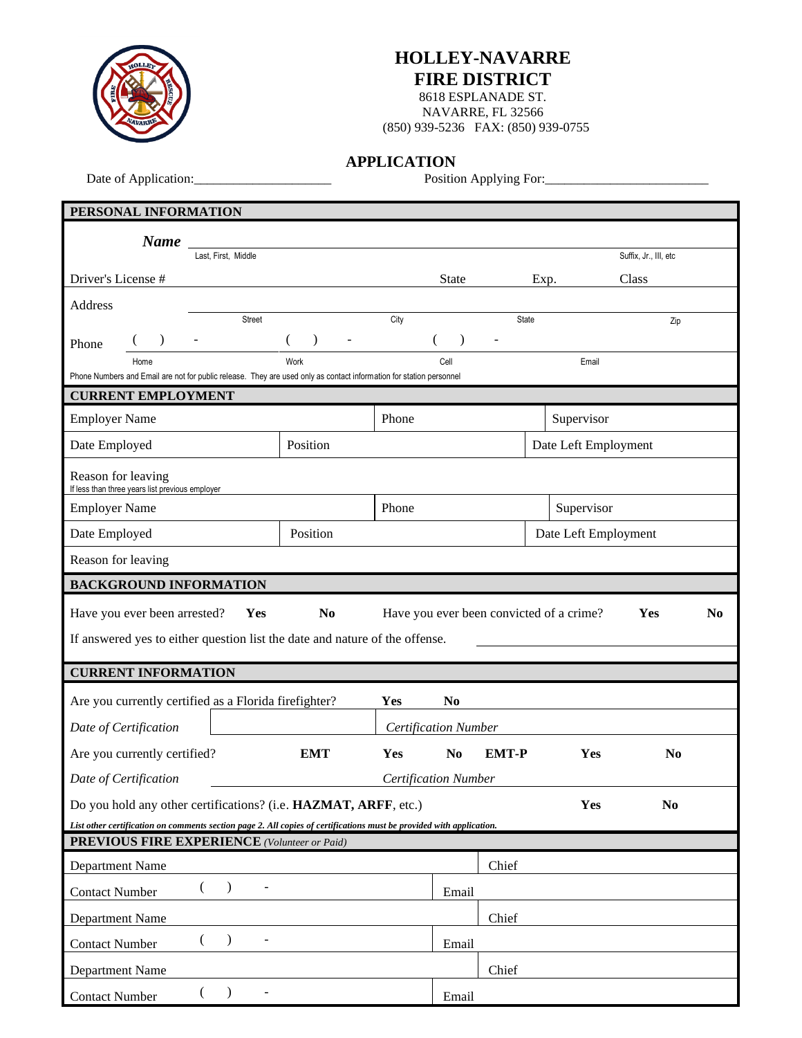# HOLLEY-NAVARRE FIRE DISTRICT

8618 ESPLANADE ST.
NAVARRE, FL 32566
(850) 939-5236 FAX: (850) 939-0755

## APPLICATION

Date of Application:____________________ Position Applying For:________________________

### PERSONAL INFORMATION

***Name*** ____________________________________________
Last, First, Middle — Suffix, Jr., III, etc

Driver's License # | State | Exp. | Class

Address ____________________________________________
Street — City — State — Zip

Phone ( ) - ( ) - ( ) -
Home — Work — Cell — Email

Phone Numbers and Email are not for public release. They are used only as contact information for station personnel

### CURRENT EMPLOYMENT

| Employer Name | | Phone | Supervisor |
|---|---|---|---|
| Date Employed | Position | | Date Left Employment |

Reason for leaving
If less than three years list previous employer

| Employer Name | | Phone | Supervisor |
|---|---|---|---|
| Date Employed | Position | | Date Left Employment |

Reason for leaving

### BACKGROUND INFORMATION

Have you ever been arrested? **Yes** **No** Have you ever been convicted of a crime? **Yes** **No**

If answered yes to either question list the date and nature of the offense. ____________________

### CURRENT INFORMATION

Are you currently certified as a Florida firefighter? **Yes** **No**

| *Date of Certification* | | *Certification Number* |
|---|---|---|

Are you currently certified? **EMT** **Yes** **No** **EMT-P** **Yes** **No**

*Date of Certification* *Certification Number*

Do you hold any other certifications? (i.e. **HAZMAT, ARFF**, etc.) **Yes** **No**

***List other certification on comments section page 2. All copies of certifications must be provided with application.***

### PREVIOUS FIRE EXPERIENCE *(Volunteer or Paid)*

| Department Name | Chief |
|---|---|
| Contact Number ( ) - | Email |
| Department Name | Chief |
| Contact Number ( ) - | Email |
| Department Name | Chief |
| Contact Number ( ) - | Email |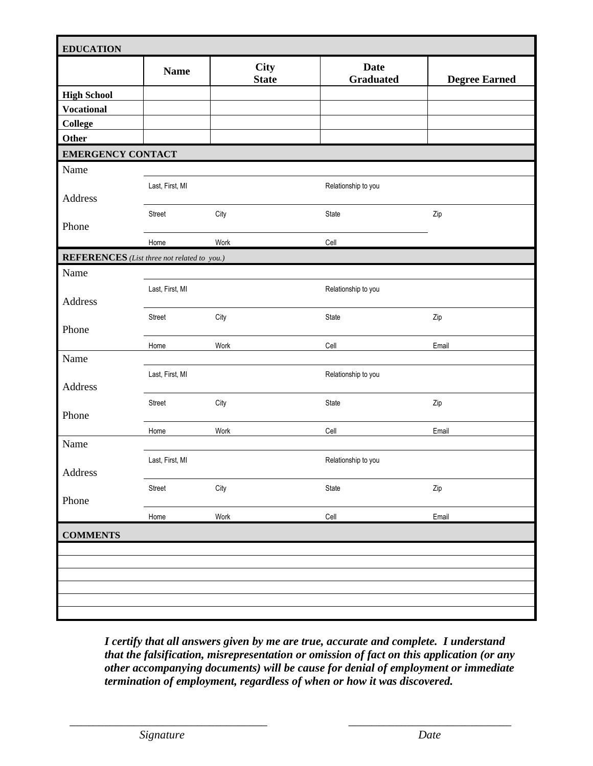## EDUCATION

| | Name | City State | Date Graduated | Degree Earned |
|---|---|---|---|---|
| **High School** | | | | |
| **Vocational** | | | | |
| **College** | | | | |
| **Other** | | | | |

## EMERGENCY CONTACT

Name

Last, First, MI | Relationship to you

Address

Street | City | State | Zip

Phone

Home | Work | Cell

## REFERENCES *(List three not related to you.)*

Name

Last, First, MI | Relationship to you

Address

Street | City | State | Zip

Phone

Home | Work | Cell | Email

Name

Last, First, MI | Relationship to you

Address

Street | City | State | Zip

Phone

Home | Work | Cell | Email

Name

Last, First, MI | Relationship to you

Address

Street | City | State | Zip

Phone

Home | Work | Cell | Email

## COMMENTS

***I certify that all answers given by me are true, accurate and complete. I understand that the falsification, misrepresentation or omission of fact on this application (or any other accompanying documents) will be cause for denial of employment or immediate termination of employment, regardless of when or how it was discovered.***

_______________________________ *Signature*

_______________________________ *Date*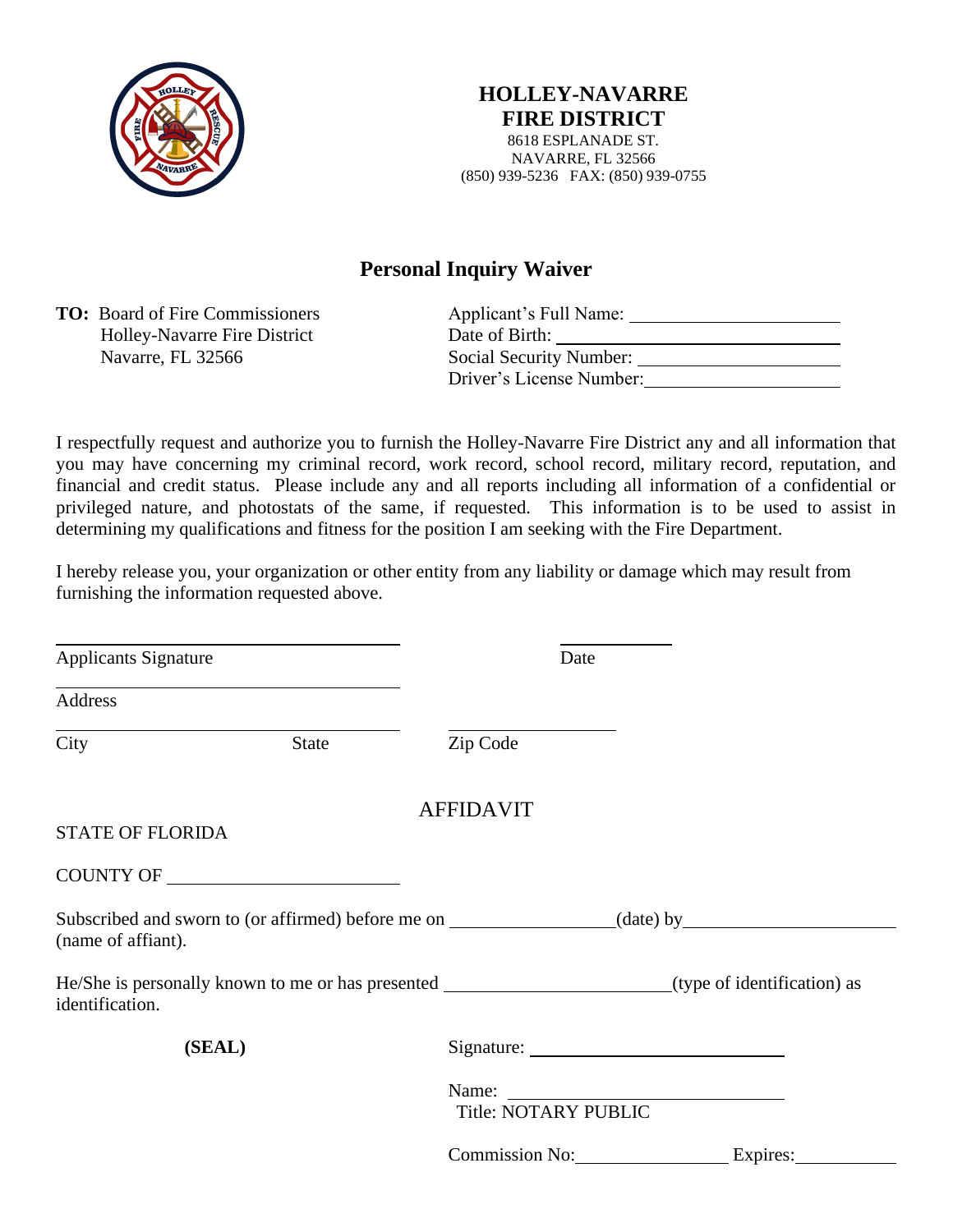# HOLLEY-NAVARRE FIRE DISTRICT

8618 ESPLANADE ST.
NAVARRE, FL 32566
(850) 939-5236 FAX: (850) 939-0755

## Personal Inquiry Waiver

**TO:** Board of Fire Commissioners
Holley-Navarre Fire District
Navarre, FL 32566

Applicant's Full Name: ____________________
Date of Birth: ____________________
Social Security Number: ____________________
Driver's License Number: ____________________

I respectfully request and authorize you to furnish the Holley-Navarre Fire District any and all information that you may have concerning my criminal record, work record, school record, military record, reputation, and financial and credit status. Please include any and all reports including all information of a confidential or privileged nature, and photostats of the same, if requested. This information is to be used to assist in determining my qualifications and fitness for the position I am seeking with the Fire Department.

I hereby release you, your organization or other entity from any liability or damage which may result from furnishing the information requested above.

____________________ ____________
Applicants Signature Date

____________________
Address

____________________ ____________
City State Zip Code

AFFIDAVIT

STATE OF FLORIDA

COUNTY OF ____________________

Subscribed and sworn to (or affirmed) before me on ____________(date) by____________________ (name of affiant).

He/She is personally known to me or has presented ____________________(type of identification) as identification.

**(SEAL)**

Signature: ____________________

Name: ____________________
Title: NOTARY PUBLIC

Commission No: ____________ Expires: ____________